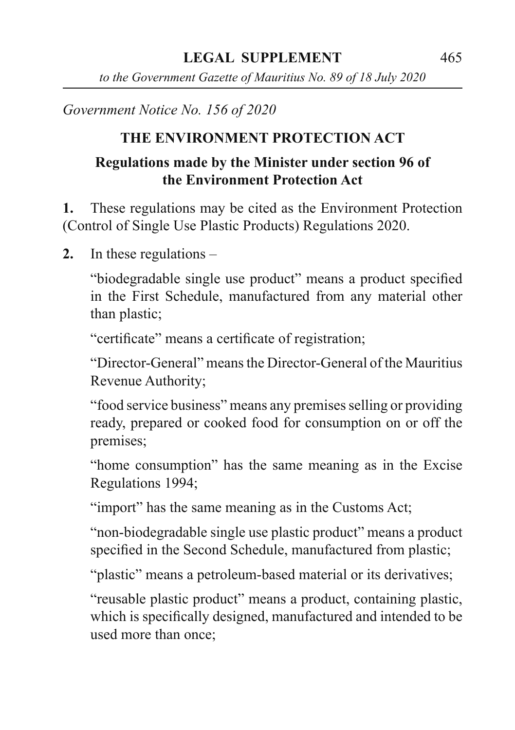**LEGAL SUPPLEMENT**

*to the Government Gazette of Mauritius No. 89 of 18 July 2020*

*Government Notice No. 156 of 2020*

## THE ENVIRONMENT PROTECTION ACT

### Regulations made by the Minister under section 96 of the Environment Protection Act

**1.** These regulations may be cited as the Environment Protection (Control of Single Use Plastic Products) Regulations 2020.

**2.** In these regulations –

"biodegradable single use product" means a product specified in the First Schedule, manufactured from any material other than plastic;

"certificate" means a certificate of registration;

"Director-General" means the Director-General of the Mauritius Revenue Authority;

"food service business" means any premises selling or providing ready, prepared or cooked food for consumption on or off the premises;

"home consumption" has the same meaning as in the Excise Regulations 1994;

"import" has the same meaning as in the Customs Act;

"non-biodegradable single use plastic product" means a product specified in the Second Schedule, manufactured from plastic;

"plastic" means a petroleum-based material or its derivatives;

"reusable plastic product" means a product, containing plastic, which is specifically designed, manufactured and intended to be used more than once;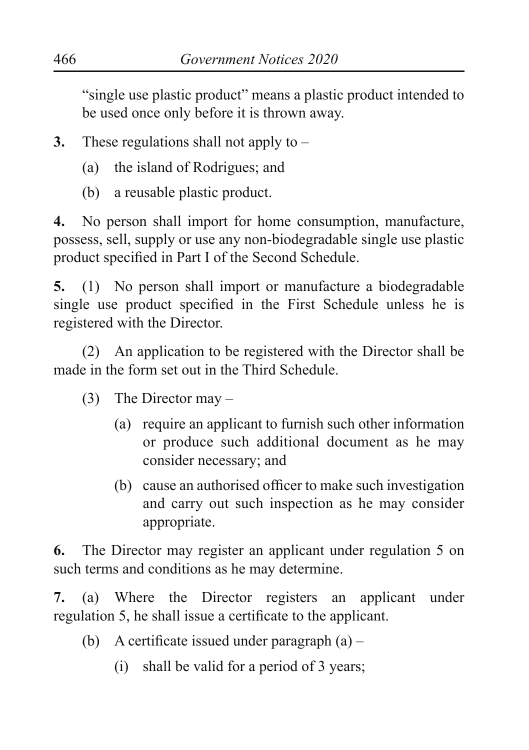"single use plastic product" means a plastic product intended to be used once only before it is thrown away.

**3.** These regulations shall not apply to –

(a) the island of Rodrigues; and

(b) a reusable plastic product.

**4.** No person shall import for home consumption, manufacture, possess, sell, supply or use any non-biodegradable single use plastic product specified in Part I of the Second Schedule.

**5.** (1) No person shall import or manufacture a biodegradable single use product specified in the First Schedule unless he is registered with the Director.

(2) An application to be registered with the Director shall be made in the form set out in the Third Schedule.

(3) The Director may –

(a) require an applicant to furnish such other information or produce such additional document as he may consider necessary; and

(b) cause an authorised officer to make such investigation and carry out such inspection as he may consider appropriate.

**6.** The Director may register an applicant under regulation 5 on such terms and conditions as he may determine.

**7.** (a) Where the Director registers an applicant under regulation 5, he shall issue a certificate to the applicant.

(b) A certificate issued under paragraph (a) –

(i) shall be valid for a period of 3 years;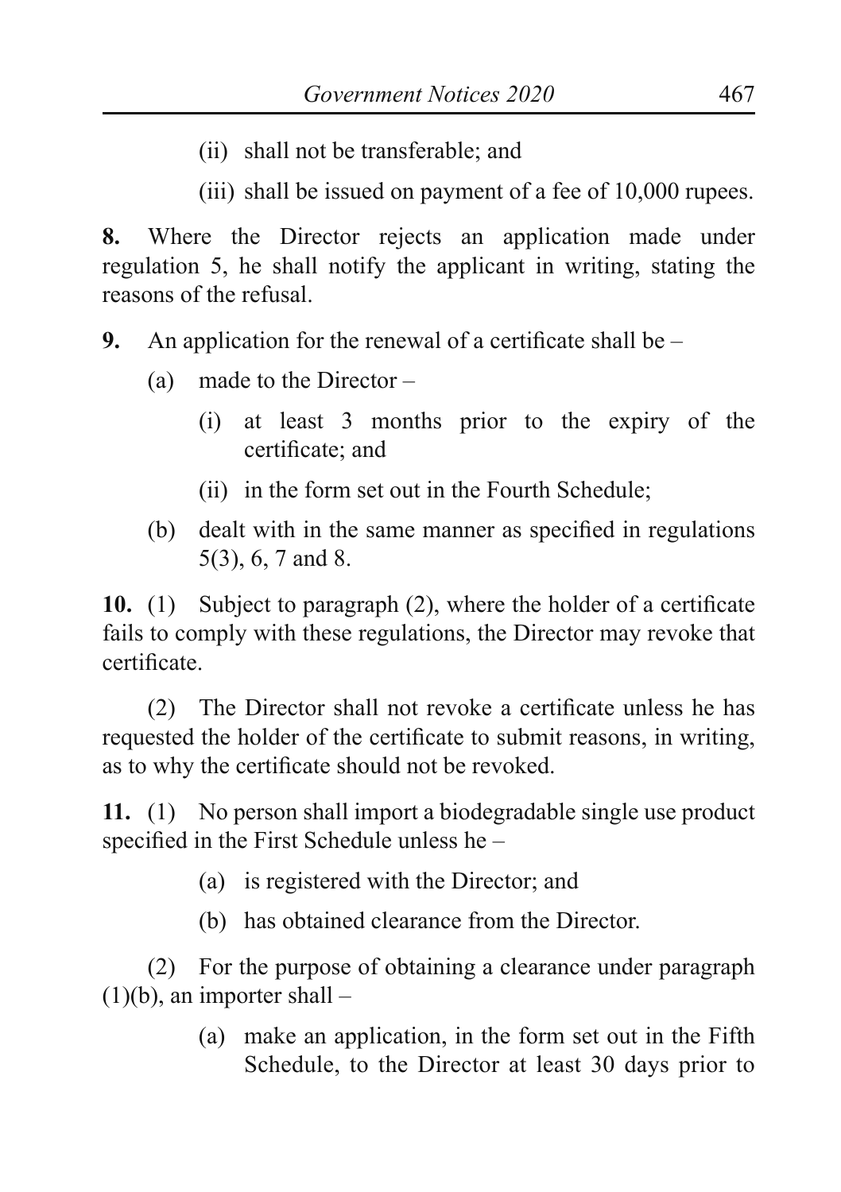(ii) shall not be transferable; and

(iii) shall be issued on payment of a fee of 10,000 rupees.

**8.** Where the Director rejects an application made under regulation 5, he shall notify the applicant in writing, stating the reasons of the refusal.

**9.** An application for the renewal of a certificate shall be –

(a) made to the Director –

(i) at least 3 months prior to the expiry of the certificate; and

(ii) in the form set out in the Fourth Schedule;

(b) dealt with in the same manner as specified in regulations 5(3), 6, 7 and 8.

**10.** (1) Subject to paragraph (2), where the holder of a certificate fails to comply with these regulations, the Director may revoke that certificate.

(2) The Director shall not revoke a certificate unless he has requested the holder of the certificate to submit reasons, in writing, as to why the certificate should not be revoked.

**11.** (1) No person shall import a biodegradable single use product specified in the First Schedule unless he –

(a) is registered with the Director; and

(b) has obtained clearance from the Director.

(2) For the purpose of obtaining a clearance under paragraph (1)(b), an importer shall –

(a) make an application, in the form set out in the Fifth Schedule, to the Director at least 30 days prior to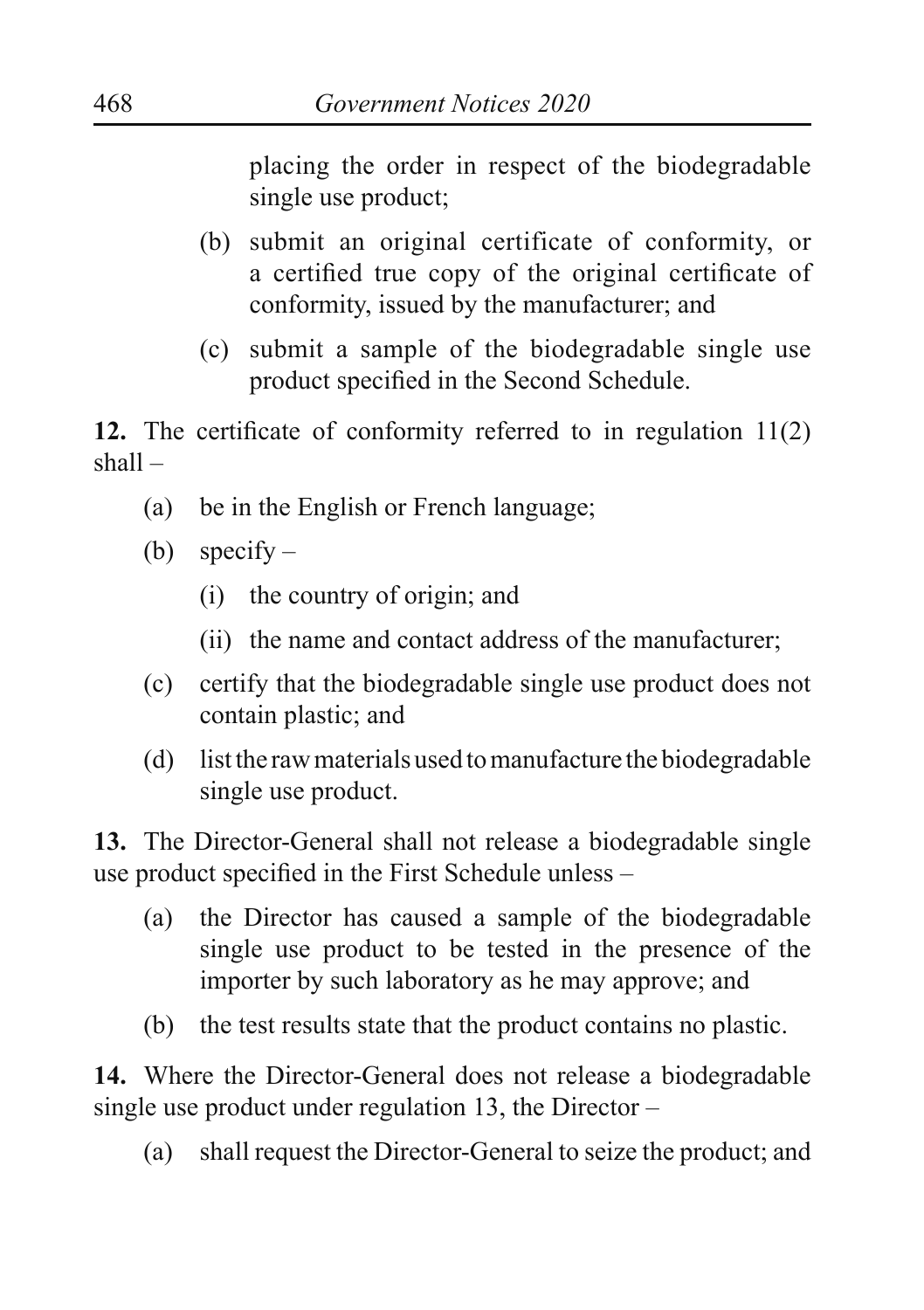placing the order in respect of the biodegradable single use product;

(b) submit an original certificate of conformity, or a certified true copy of the original certificate of conformity, issued by the manufacturer; and

(c) submit a sample of the biodegradable single use product specified in the Second Schedule.

**12.** The certificate of conformity referred to in regulation 11(2) shall –

(a) be in the English or French language;

(b) specify –

(i) the country of origin; and

(ii) the name and contact address of the manufacturer;

(c) certify that the biodegradable single use product does not contain plastic; and

(d) list the raw materials used to manufacture the biodegradable single use product.

**13.** The Director-General shall not release a biodegradable single use product specified in the First Schedule unless –

(a) the Director has caused a sample of the biodegradable single use product to be tested in the presence of the importer by such laboratory as he may approve; and

(b) the test results state that the product contains no plastic.

**14.** Where the Director-General does not release a biodegradable single use product under regulation 13, the Director –

(a) shall request the Director-General to seize the product; and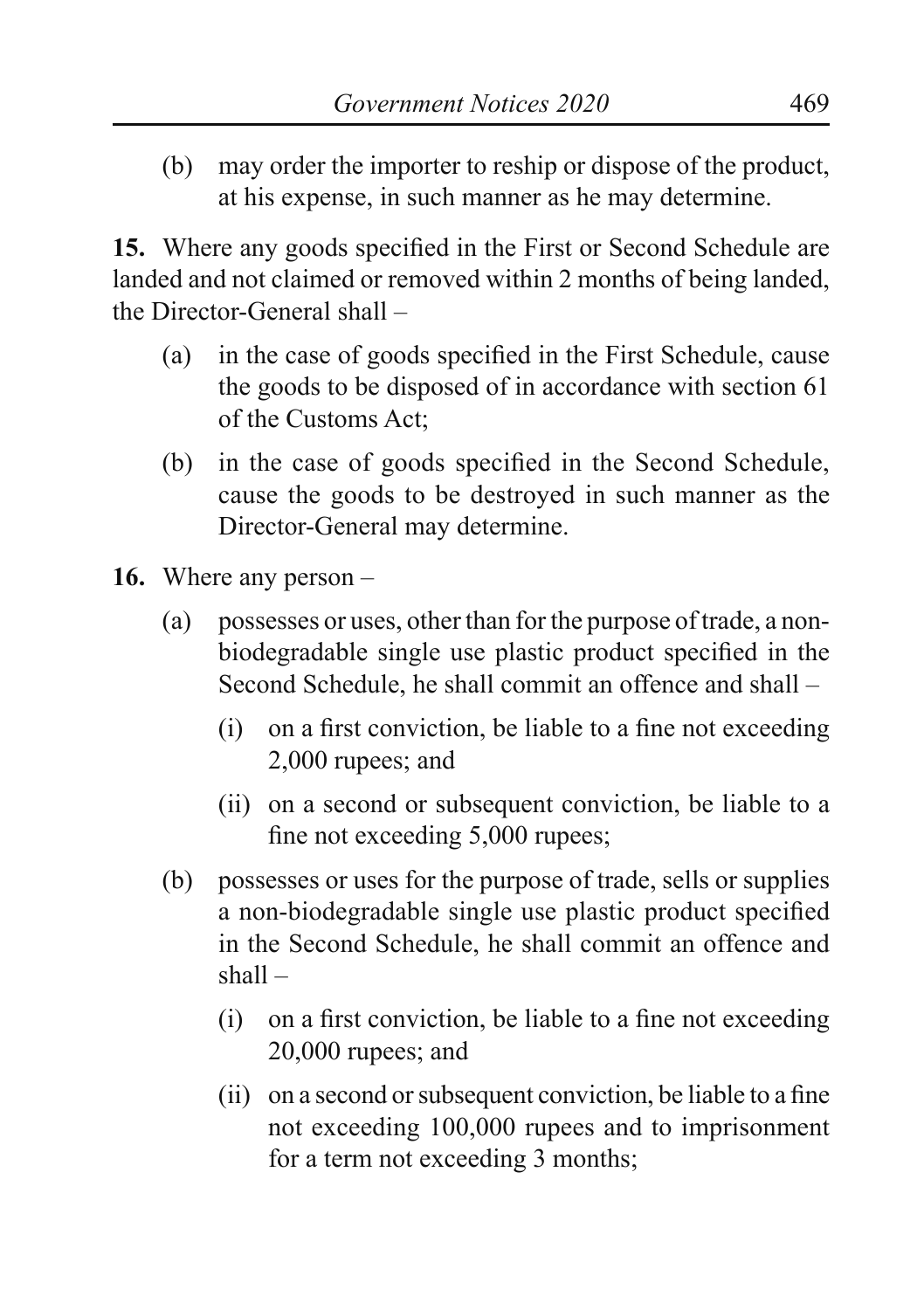(b) may order the importer to reship or dispose of the product, at his expense, in such manner as he may determine.

**15.** Where any goods specified in the First or Second Schedule are landed and not claimed or removed within 2 months of being landed, the Director-General shall –

(a) in the case of goods specified in the First Schedule, cause the goods to be disposed of in accordance with section 61 of the Customs Act;

(b) in the case of goods specified in the Second Schedule, cause the goods to be destroyed in such manner as the Director-General may determine.

**16.** Where any person –

(a) possesses or uses, other than for the purpose of trade, a non-biodegradable single use plastic product specified in the Second Schedule, he shall commit an offence and shall –

(i) on a first conviction, be liable to a fine not exceeding 2,000 rupees; and

(ii) on a second or subsequent conviction, be liable to a fine not exceeding 5,000 rupees;

(b) possesses or uses for the purpose of trade, sells or supplies a non-biodegradable single use plastic product specified in the Second Schedule, he shall commit an offence and shall –

(i) on a first conviction, be liable to a fine not exceeding 20,000 rupees; and

(ii) on a second or subsequent conviction, be liable to a fine not exceeding 100,000 rupees and to imprisonment for a term not exceeding 3 months;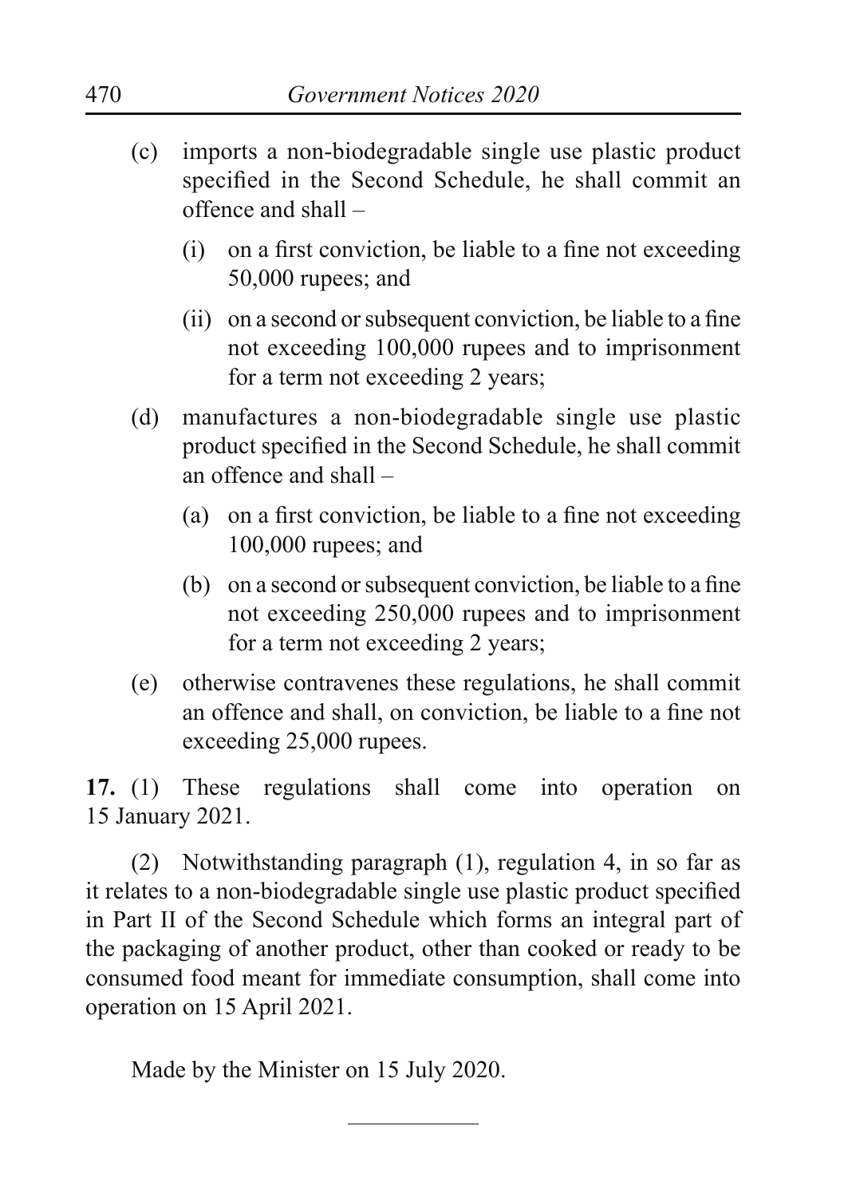(c) imports a non-biodegradable single use plastic product specified in the Second Schedule, he shall commit an offence and shall –

(i) on a first conviction, be liable to a fine not exceeding 50,000 rupees; and

(ii) on a second or subsequent conviction, be liable to a fine not exceeding 100,000 rupees and to imprisonment for a term not exceeding 2 years;

(d) manufactures a non-biodegradable single use plastic product specified in the Second Schedule, he shall commit an offence and shall –

(a) on a first conviction, be liable to a fine not exceeding 100,000 rupees; and

(b) on a second or subsequent conviction, be liable to a fine not exceeding 250,000 rupees and to imprisonment for a term not exceeding 2 years;

(e) otherwise contravenes these regulations, he shall commit an offence and shall, on conviction, be liable to a fine not exceeding 25,000 rupees.

**17.** (1) These regulations shall come into operation on 15 January 2021.

(2) Notwithstanding paragraph (1), regulation 4, in so far as it relates to a non-biodegradable single use plastic product specified in Part II of the Second Schedule which forms an integral part of the packaging of another product, other than cooked or ready to be consumed food meant for immediate consumption, shall come into operation on 15 April 2021.

Made by the Minister on 15 July 2020.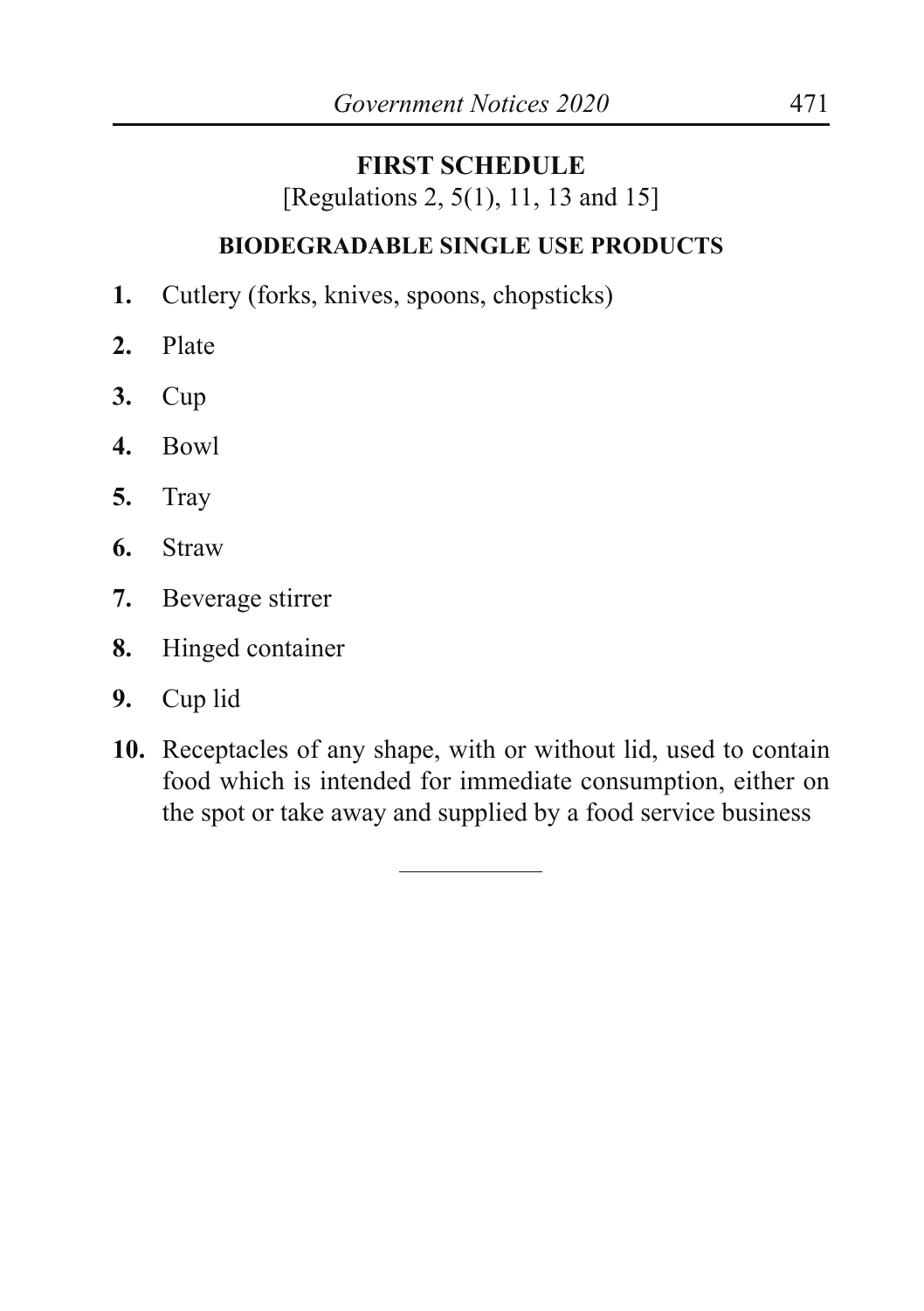## FIRST SCHEDULE

[Regulations 2, 5(1), 11, 13 and 15]

### BIODEGRADABLE SINGLE USE PRODUCTS

1. Cutlery (forks, knives, spoons, chopsticks)
2. Plate
3. Cup
4. Bowl
5. Tray
6. Straw
7. Beverage stirrer
8. Hinged container
9. Cup lid
10. Receptacles of any shape, with or without lid, used to contain food which is intended for immediate consumption, either on the spot or take away and supplied by a food service business

---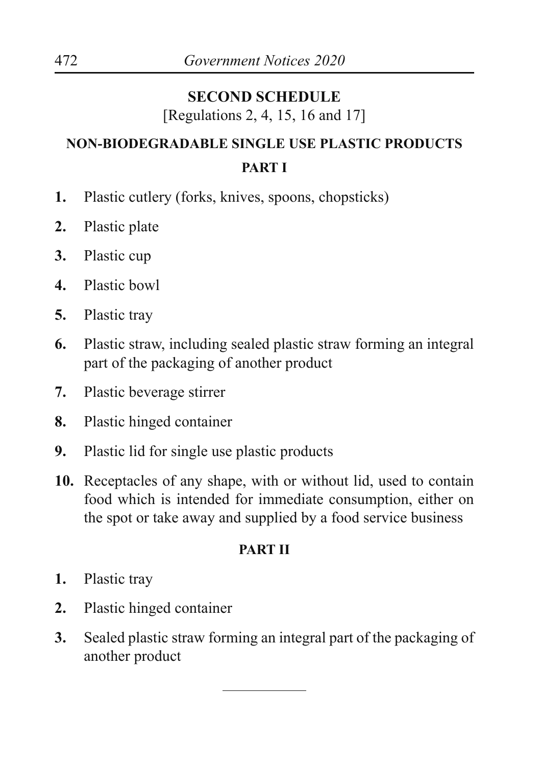## SECOND SCHEDULE

[Regulations 2, 4, 15, 16 and 17]

## NON-BIODEGRADABLE SINGLE USE PLASTIC PRODUCTS

### PART I

1. Plastic cutlery (forks, knives, spoons, chopsticks)
2. Plastic plate
3. Plastic cup
4. Plastic bowl
5. Plastic tray
6. Plastic straw, including sealed plastic straw forming an integral part of the packaging of another product
7. Plastic beverage stirrer
8. Plastic hinged container
9. Plastic lid for single use plastic products
10. Receptacles of any shape, with or without lid, used to contain food which is intended for immediate consumption, either on the spot or take away and supplied by a food service business

### PART II

1. Plastic tray
2. Plastic hinged container
3. Sealed plastic straw forming an integral part of the packaging of another product

---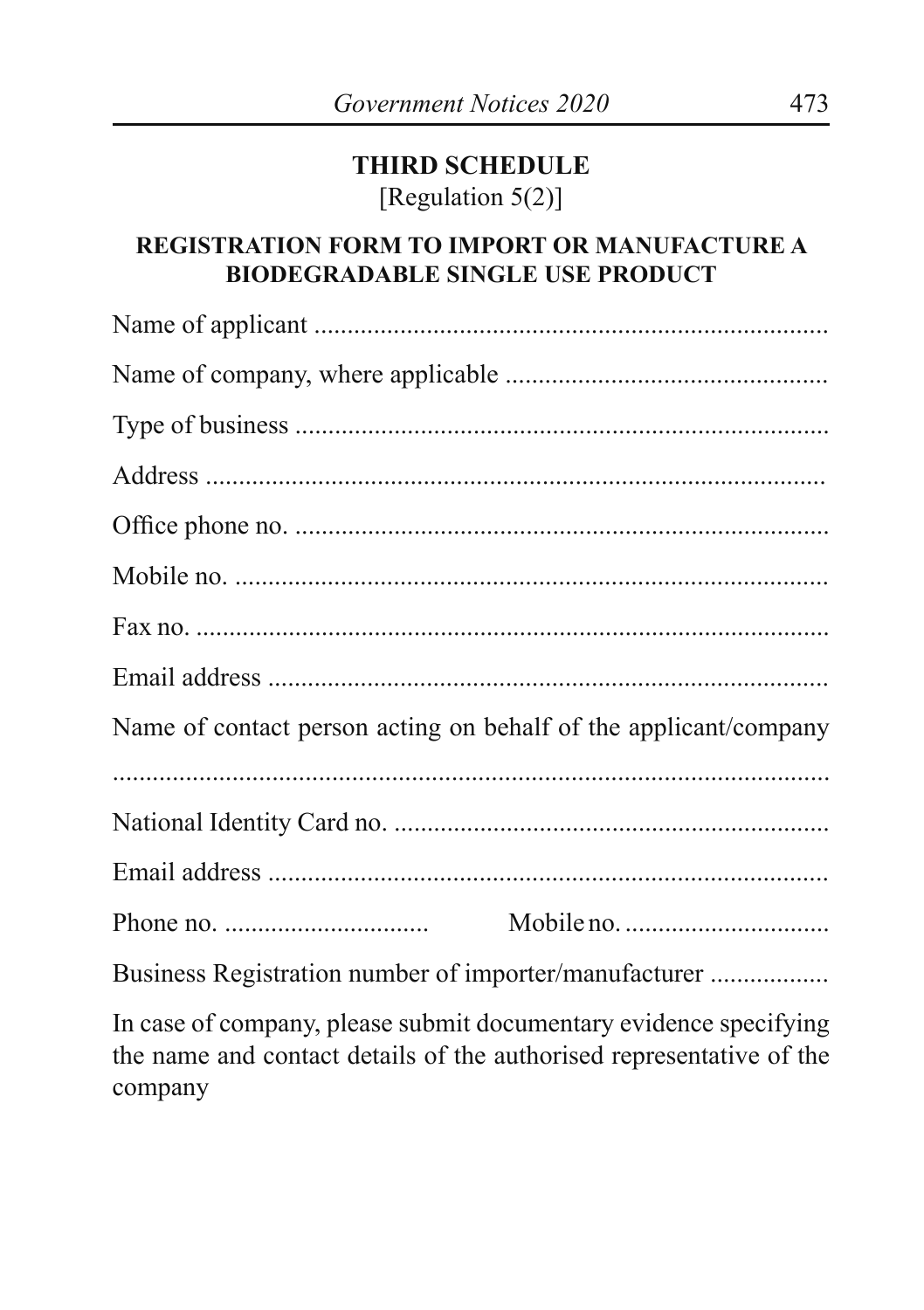## THIRD SCHEDULE

[Regulation 5(2)]

### REGISTRATION FORM TO IMPORT OR MANUFACTURE A BIODEGRADABLE SINGLE USE PRODUCT

Name of applicant ..............................................................................

Name of company, where applicable ................................................

Type of business .................................................................................

Address ..............................................................................................

Office phone no. .................................................................................

Mobile no. ...........................................................................................

Fax no. ................................................................................................

Email address .....................................................................................

Name of contact person acting on behalf of the applicant/company

..............................................................................................................

National Identity Card no. ..................................................................

Email address .....................................................................................

Phone no. .............................. Mobile no. ...............................

Business Registration number of importer/manufacturer ..................

In case of company, please submit documentary evidence specifying the name and contact details of the authorised representative of the company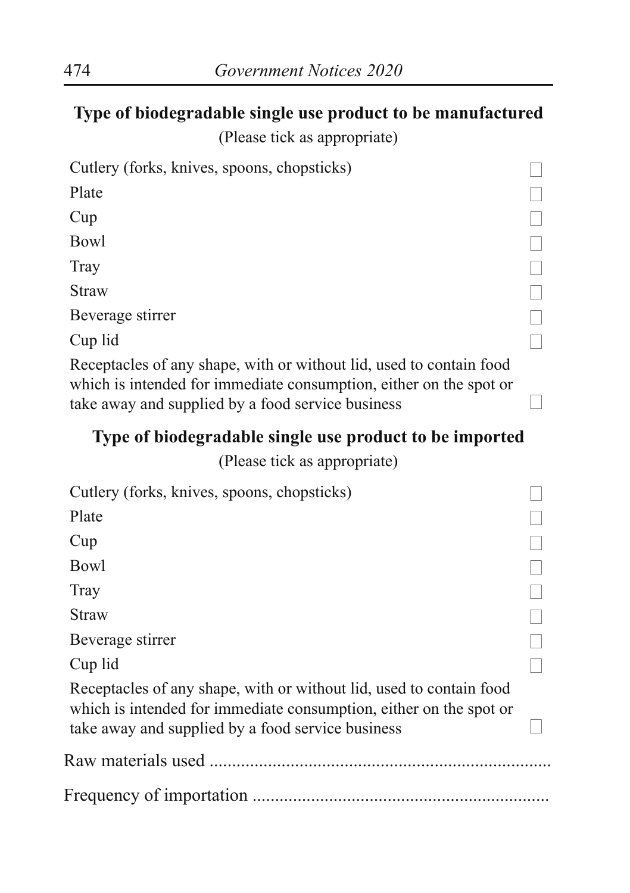**Type of biodegradable single use product to be manufactured**

(Please tick as appropriate)

- Cutlery (forks, knives, spoons, chopsticks) ☐
- Plate ☐
- Cup ☐
- Bowl ☐
- Tray ☐
- Straw ☐
- Beverage stirrer ☐
- Cup lid ☐
- Receptacles of any shape, with or without lid, used to contain food which is intended for immediate consumption, either on the spot or take away and supplied by a food service business ☐

**Type of biodegradable single use product to be imported**

(Please tick as appropriate)

- Cutlery (forks, knives, spoons, chopsticks) ☐
- Plate ☐
- Cup ☐
- Bowl ☐
- Tray ☐
- Straw ☐
- Beverage stirrer ☐
- Cup lid ☐
- Receptacles of any shape, with or without lid, used to contain food which is intended for immediate consumption, either on the spot or take away and supplied by a food service business ☐

Raw materials used ...........................................................................

Frequency of importation ..................................................................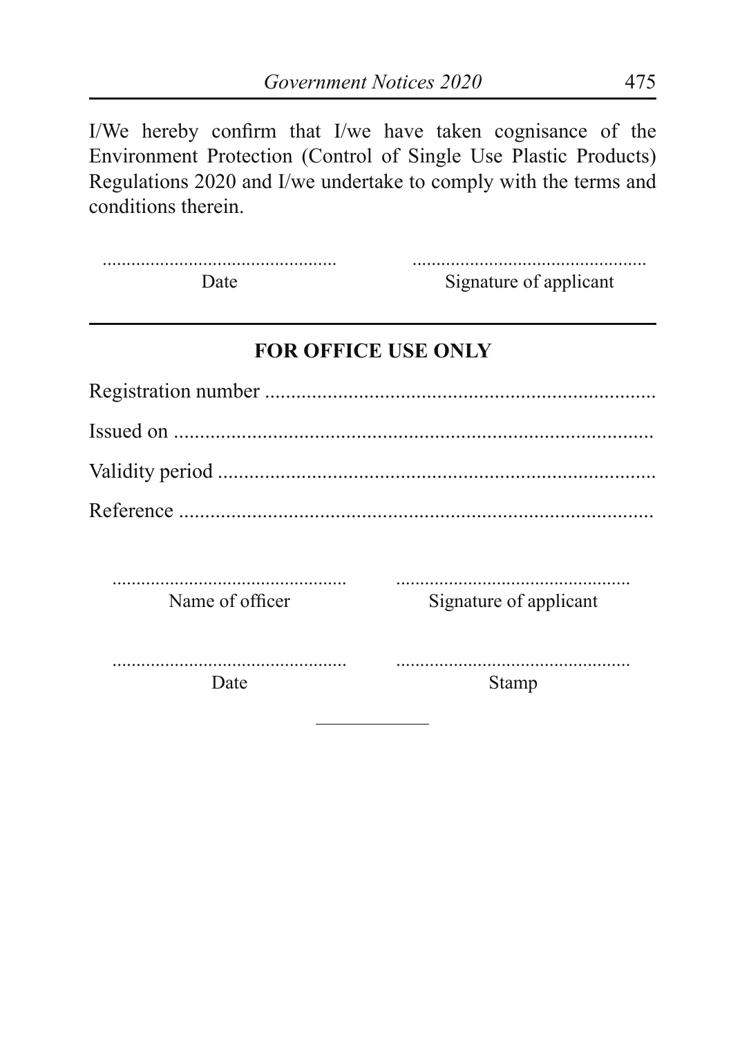I/We hereby confirm that I/we have taken cognisance of the Environment Protection (Control of Single Use Plastic Products) Regulations 2020 and I/we undertake to comply with the terms and conditions therein.

| ................................................ | ................................................ |
|---|---|
| Date | Signature of applicant |

---

**FOR OFFICE USE ONLY**

Registration number ..........................................................................

Issued on ..........................................................................................

Validity period ..................................................................................

Reference ..........................................................................................

| ................................................ | ................................................ |
|---|---|
| Name of officer | Signature of applicant |
| ................................................ | ................................................ |
| Date | Stamp |

---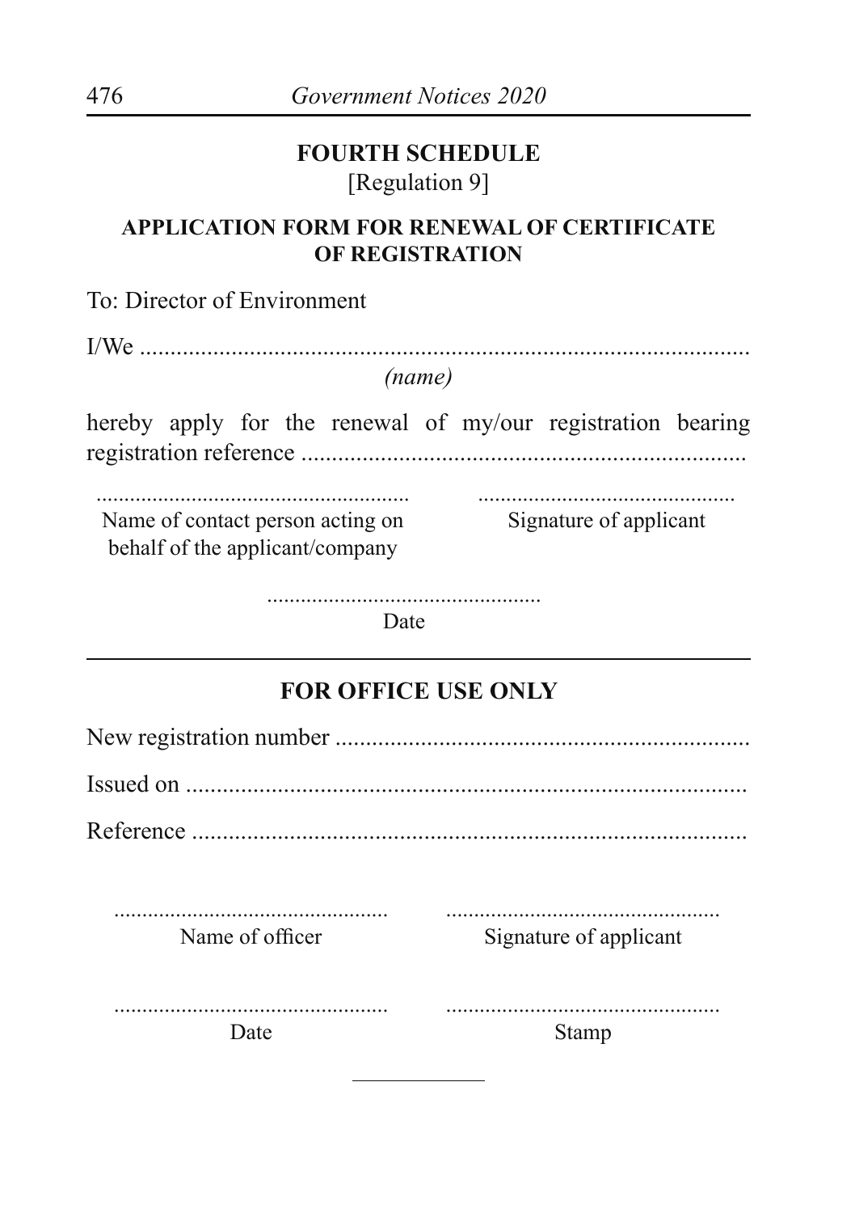## FOURTH SCHEDULE

[Regulation 9]

### APPLICATION FORM FOR RENEWAL OF CERTIFICATE OF REGISTRATION

To: Director of Environment

I/We ......................................................................................................
*(name)*

hereby apply for the renewal of my/our registration bearing registration reference ........................................................................

| ........................................................ | .............................................. |
|---|---|
| Name of contact person acting on behalf of the applicant/company | Signature of applicant |

.................................................
Date

---

### FOR OFFICE USE ONLY

New registration number ....................................................................

Issued on ...........................................................................................

Reference ...........................................................................................

| ................................................. | ................................................. |
|---|---|
| Name of officer | Signature of applicant |
| ................................................. | ................................................. |
| Date | Stamp |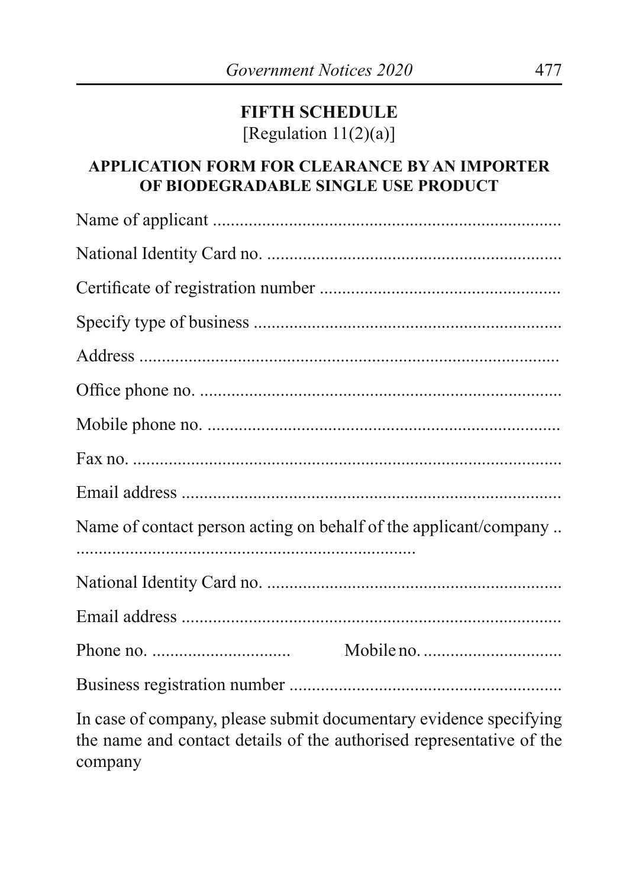## FIFTH SCHEDULE

[Regulation 11(2)(a)]

### APPLICATION FORM FOR CLEARANCE BY AN IMPORTER OF BIODEGRADABLE SINGLE USE PRODUCT

Name of applicant ..............................................................................

National Identity Card no. ..................................................................

Certificate of registration number ......................................................

Specify type of business .....................................................................

Address ..............................................................................................

Office phone no. .................................................................................

Mobile phone no. ................................................................................

Fax no. ................................................................................................

Email address ......................................................................................

Name of contact person acting on behalf of the applicant/company .. ............................................................................

National Identity Card no. ..................................................................

Email address ......................................................................................

Phone no. ............................... Mobile no. ...............................

Business registration number .............................................................

In case of company, please submit documentary evidence specifying the name and contact details of the authorised representative of the company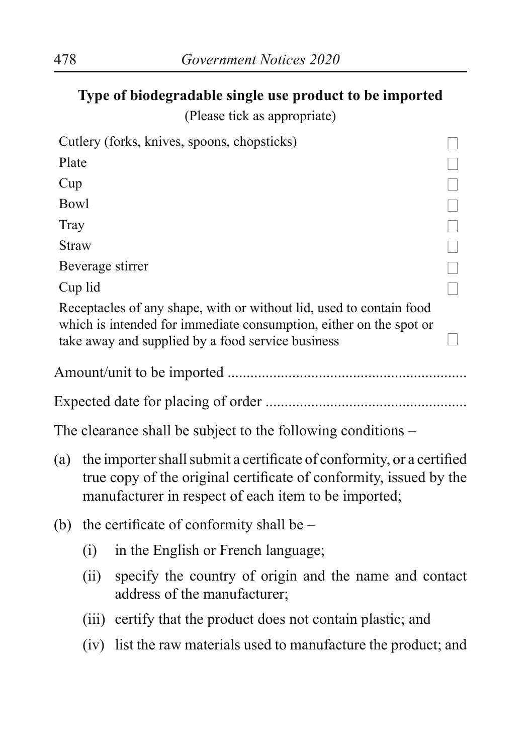**Type of biodegradable single use product to be imported**

(Please tick as appropriate)

| | |
|---|---|
| Cutlery (forks, knives, spoons, chopsticks) | ☐ |
| Plate | ☐ |
| Cup | ☐ |
| Bowl | ☐ |
| Tray | ☐ |
| Straw | ☐ |
| Beverage stirrer | ☐ |
| Cup lid | ☐ |
| Receptacles of any shape, with or without lid, used to contain food which is intended for immediate consumption, either on the spot or take away and supplied by a food service business | ☐ |

Amount/unit to be imported ..............................................................

Expected date for placing of order ....................................................

The clearance shall be subject to the following conditions –

(a) the importer shall submit a certificate of conformity, or a certified true copy of the original certificate of conformity, issued by the manufacturer in respect of each item to be imported;

(b) the certificate of conformity shall be –

   (i) in the English or French language;

   (ii) specify the country of origin and the name and contact address of the manufacturer;

   (iii) certify that the product does not contain plastic; and

   (iv) list the raw materials used to manufacture the product; and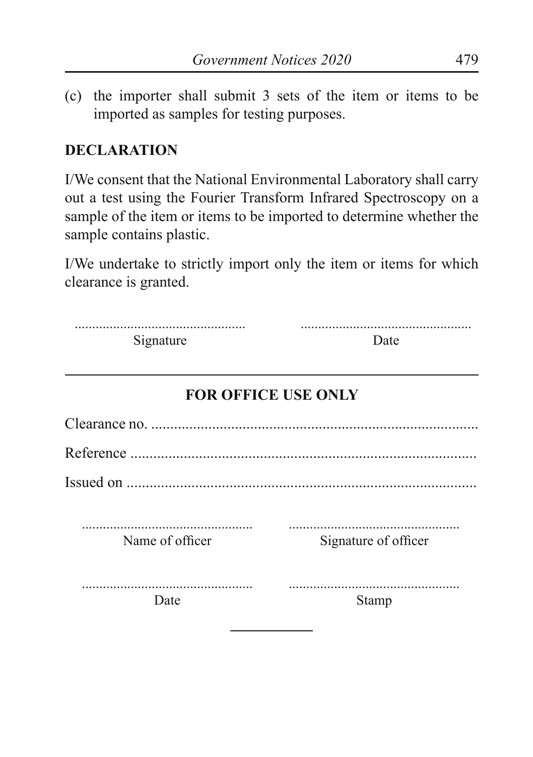(c) the importer shall submit 3 sets of the item or items to be imported as samples for testing purposes.

**DECLARATION**

I/We consent that the National Environmental Laboratory shall carry out a test using the Fourier Transform Infrared Spectroscopy on a sample of the item or items to be imported to determine whether the sample contains plastic.

I/We undertake to strictly import only the item or items for which clearance is granted.

| | |
|---|---|
| ................................................ | ................................................ |
| Signature | Date |

---

**FOR OFFICE USE ONLY**

Clearance no. ......................................................................................

Reference ...........................................................................................

Issued on ............................................................................................

| | |
|---|---|
| ................................................ | ................................................ |
| Name of officer | Signature of officer |
| ................................................ | ................................................ |
| Date | Stamp |